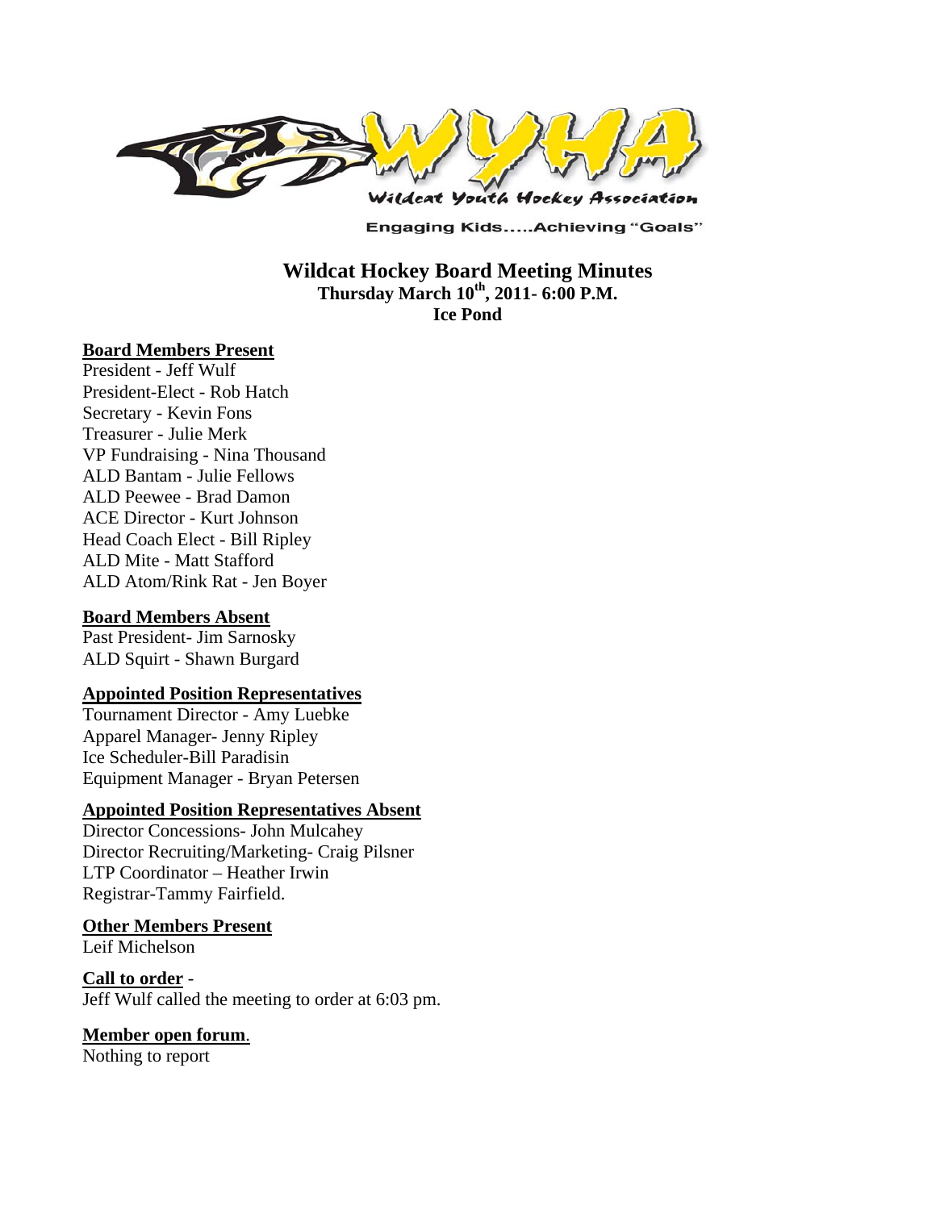Wildcat Youth Hockey Association

Engaging Kids.....Achieving "Goals"

# Wildcat Hockey Board Meeting Minutes

**Thursday March 10th, 2011- 6:00 P.M.**

**Ice Pond**

**Board Members Present**

President - Jeff Wulf
President-Elect - Rob Hatch
Secretary - Kevin Fons
Treasurer - Julie Merk
VP Fundraising - Nina Thousand
ALD Bantam - Julie Fellows
ALD Peewee - Brad Damon
ACE Director - Kurt Johnson
Head Coach Elect - Bill Ripley
ALD Mite - Matt Stafford
ALD Atom/Rink Rat - Jen Boyer

**Board Members Absent**

Past President- Jim Sarnosky
ALD Squirt - Shawn Burgard

**Appointed Position Representatives**

Tournament Director - Amy Luebke
Apparel Manager- Jenny Ripley
Ice Scheduler-Bill Paradisin
Equipment Manager - Bryan Petersen

**Appointed Position Representatives Absent**

Director Concessions- John Mulcahey
Director Recruiting/Marketing- Craig Pilsner
LTP Coordinator – Heather Irwin
Registrar-Tammy Fairfield.

**Other Members Present**

Leif Michelson

**Call to order** -
Jeff Wulf called the meeting to order at 6:03 pm.

**Member open forum**.
Nothing to report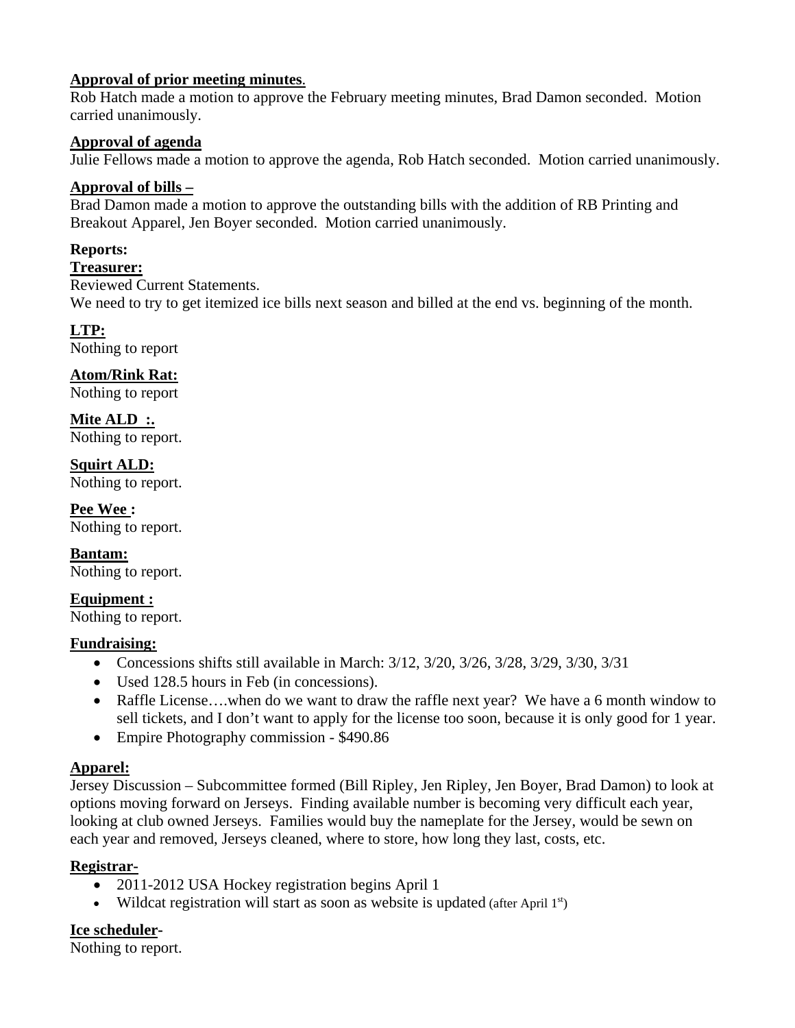**Approval of prior meeting minutes**.
Rob Hatch made a motion to approve the February meeting minutes, Brad Damon seconded. Motion carried unanimously.

**Approval of agenda**
Julie Fellows made a motion to approve the agenda, Rob Hatch seconded. Motion carried unanimously.

**Approval of bills –**
Brad Damon made a motion to approve the outstanding bills with the addition of RB Printing and Breakout Apparel, Jen Boyer seconded. Motion carried unanimously.

**Reports:**

**Treasurer:**
Reviewed Current Statements.
We need to try to get itemized ice bills next season and billed at the end vs. beginning of the month.

**LTP:**
Nothing to report

**Atom/Rink Rat:**
Nothing to report

**Mite ALD :.**
Nothing to report.

**Squirt ALD:**
Nothing to report.

**Pee Wee :**
Nothing to report.

**Bantam:**
Nothing to report.

**Equipment :**
Nothing to report.

**Fundraising:**

- Concessions shifts still available in March: 3/12, 3/20, 3/26, 3/28, 3/29, 3/30, 3/31
- Used 128.5 hours in Feb (in concessions).
- Raffle License….when do we want to draw the raffle next year? We have a 6 month window to sell tickets, and I don't want to apply for the license too soon, because it is only good for 1 year.
- Empire Photography commission - $490.86

**Apparel:**
Jersey Discussion – Subcommittee formed (Bill Ripley, Jen Ripley, Jen Boyer, Brad Damon) to look at options moving forward on Jerseys. Finding available number is becoming very difficult each year, looking at club owned Jerseys. Families would buy the nameplate for the Jersey, would be sewn on each year and removed, Jerseys cleaned, where to store, how long they last, costs, etc.

**Registrar-**

- 2011-2012 USA Hockey registration begins April 1
- Wildcat registration will start as soon as website is updated (after April 1st)

**Ice scheduler-**
Nothing to report.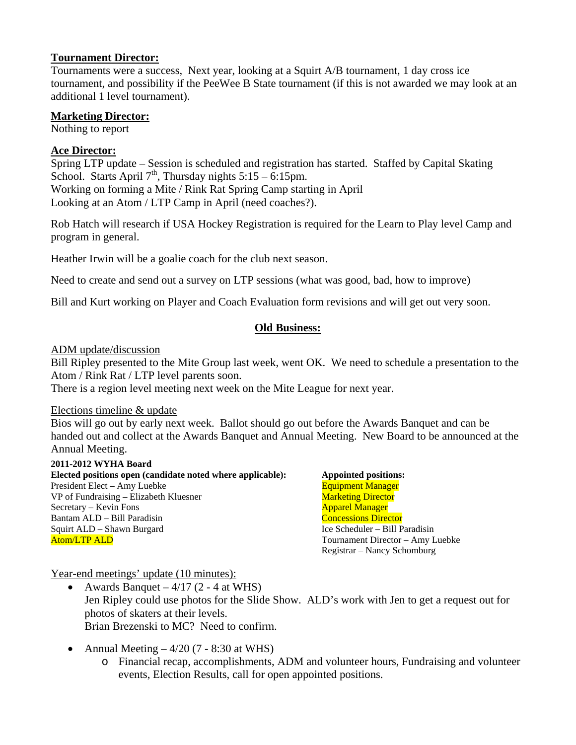**Tournament Director:**
Tournaments were a success, Next year, looking at a Squirt A/B tournament, 1 day cross ice tournament, and possibility if the PeeWee B State tournament (if this is not awarded we may look at an additional 1 level tournament).

**Marketing Director:**
Nothing to report

**Ace Director:**
Spring LTP update – Session is scheduled and registration has started. Staffed by Capital Skating School. Starts April 7th, Thursday nights 5:15 – 6:15pm.
Working on forming a Mite / Rink Rat Spring Camp starting in April
Looking at an Atom / LTP Camp in April (need coaches?).

Rob Hatch will research if USA Hockey Registration is required for the Learn to Play level Camp and program in general.

Heather Irwin will be a goalie coach for the club next season.

Need to create and send out a survey on LTP sessions (what was good, bad, how to improve)

Bill and Kurt working on Player and Coach Evaluation form revisions and will get out very soon.

## Old Business:

ADM update/discussion
Bill Ripley presented to the Mite Group last week, went OK. We need to schedule a presentation to the Atom / Rink Rat / LTP level parents soon.
There is a region level meeting next week on the Mite League for next year.

Elections timeline & update
Bios will go out by early next week. Ballot should go out before the Awards Banquet and can be handed out and collect at the Awards Banquet and Annual Meeting. New Board to be announced at the Annual Meeting.

**2011-2012 WYHA Board**

| **Elected positions open (candidate noted where applicable):** | **Appointed positions:** |
|---|---|
| President Elect – Amy Luebke | Equipment Manager |
| VP of Fundraising – Elizabeth Kluesner | Marketing Director |
| Secretary – Kevin Fons | Apparel Manager |
| Bantam ALD – Bill Paradisin | Concessions Director |
| Squirt ALD – Shawn Burgard | Ice Scheduler – Bill Paradisin |
| Atom/LTP ALD | Tournament Director – Amy Luebke |
| | Registrar – Nancy Schomburg |

Year-end meetings' update (10 minutes):

- Awards Banquet – 4/17 (2 - 4 at WHS)
  Jen Ripley could use photos for the Slide Show. ALD's work with Jen to get a request out for photos of skaters at their levels.
  Brian Brezenski to MC? Need to confirm.

- Annual Meeting – 4/20 (7 - 8:30 at WHS)
  - Financial recap, accomplishments, ADM and volunteer hours, Fundraising and volunteer events, Election Results, call for open appointed positions.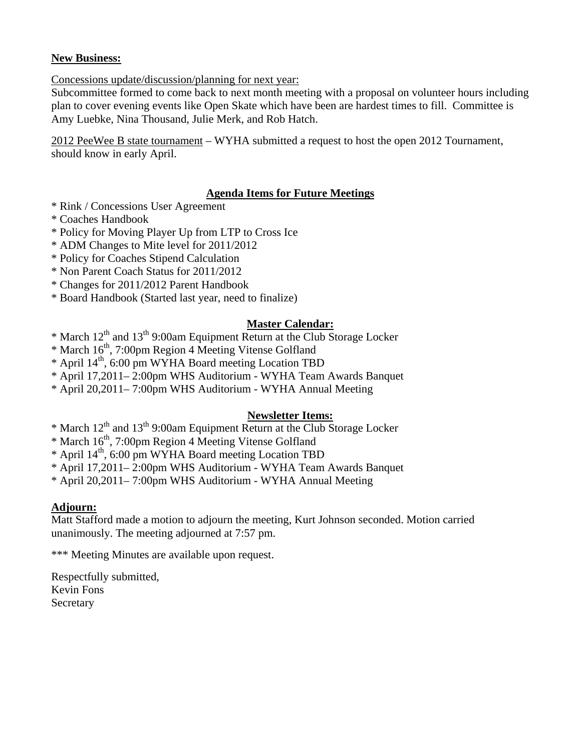**New Business:**

Concessions update/discussion/planning for next year:
Subcommittee formed to come back to next month meeting with a proposal on volunteer hours including plan to cover evening events like Open Skate which have been are hardest times to fill. Committee is Amy Luebke, Nina Thousand, Julie Merk, and Rob Hatch.

2012 PeeWee B state tournament – WYHA submitted a request to host the open 2012 Tournament, should know in early April.

**Agenda Items for Future Meetings**

* Rink / Concessions User Agreement
* Coaches Handbook
* Policy for Moving Player Up from LTP to Cross Ice
* ADM Changes to Mite level for 2011/2012
* Policy for Coaches Stipend Calculation
* Non Parent Coach Status for 2011/2012
* Changes for 2011/2012 Parent Handbook
* Board Handbook (Started last year, need to finalize)

**Master Calendar:**

* March 12th and 13th 9:00am Equipment Return at the Club Storage Locker
* March 16th, 7:00pm Region 4 Meeting Vitense Golfland
* April 14th, 6:00 pm WYHA Board meeting Location TBD
* April 17,2011– 2:00pm WHS Auditorium - WYHA Team Awards Banquet
* April 20,2011– 7:00pm WHS Auditorium - WYHA Annual Meeting

**Newsletter Items:**

* March 12th and 13th 9:00am Equipment Return at the Club Storage Locker
* March 16th, 7:00pm Region 4 Meeting Vitense Golfland
* April 14th, 6:00 pm WYHA Board meeting Location TBD
* April 17,2011– 2:00pm WHS Auditorium - WYHA Team Awards Banquet
* April 20,2011– 7:00pm WHS Auditorium - WYHA Annual Meeting

**Adjourn:**

Matt Stafford made a motion to adjourn the meeting, Kurt Johnson seconded. Motion carried unanimously. The meeting adjourned at 7:57 pm.

*** Meeting Minutes are available upon request.

Respectfully submitted,
Kevin Fons
Secretary